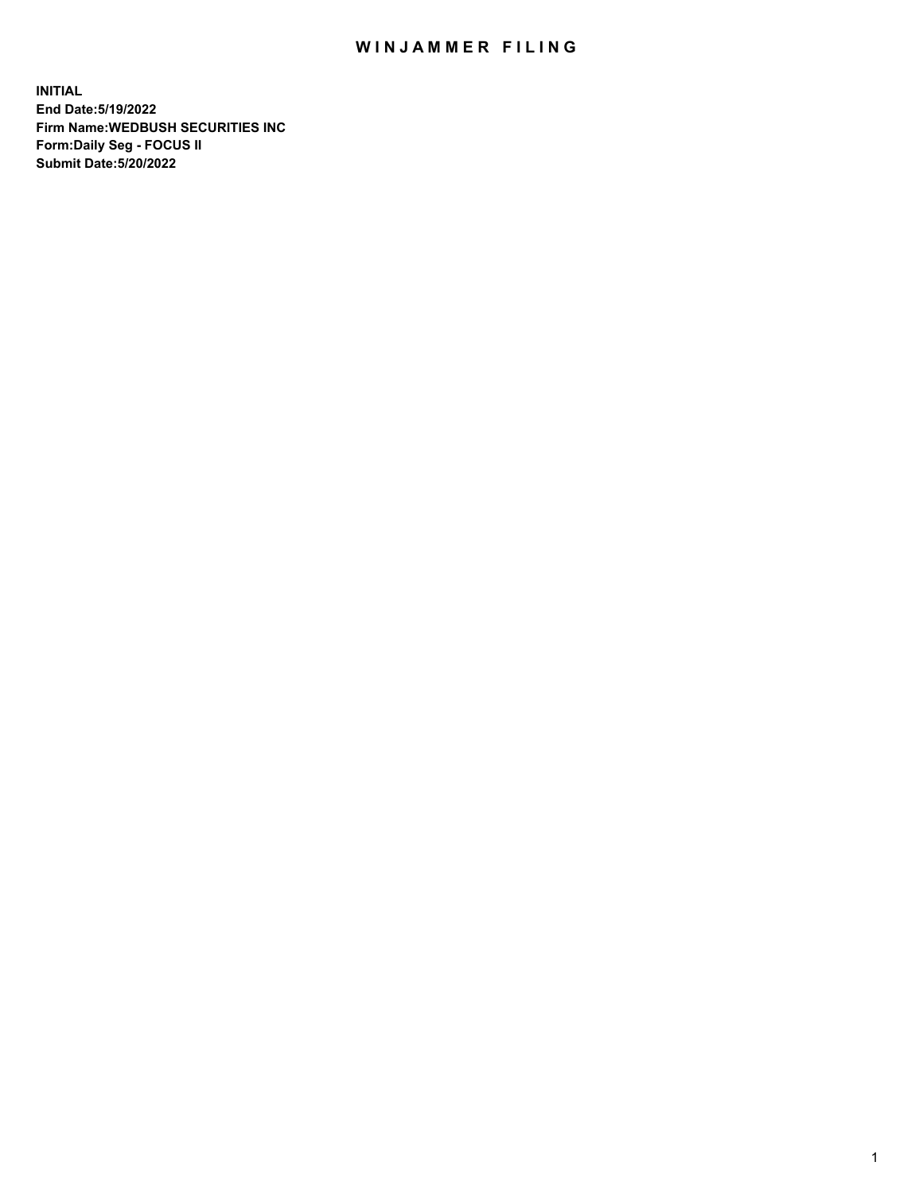# WINJAMMER FILING

**INITIAL**
**End Date:5/19/2022**
**Firm Name:WEDBUSH SECURITIES INC**
**Form:Daily Seg - FOCUS II**
**Submit Date:5/20/2022**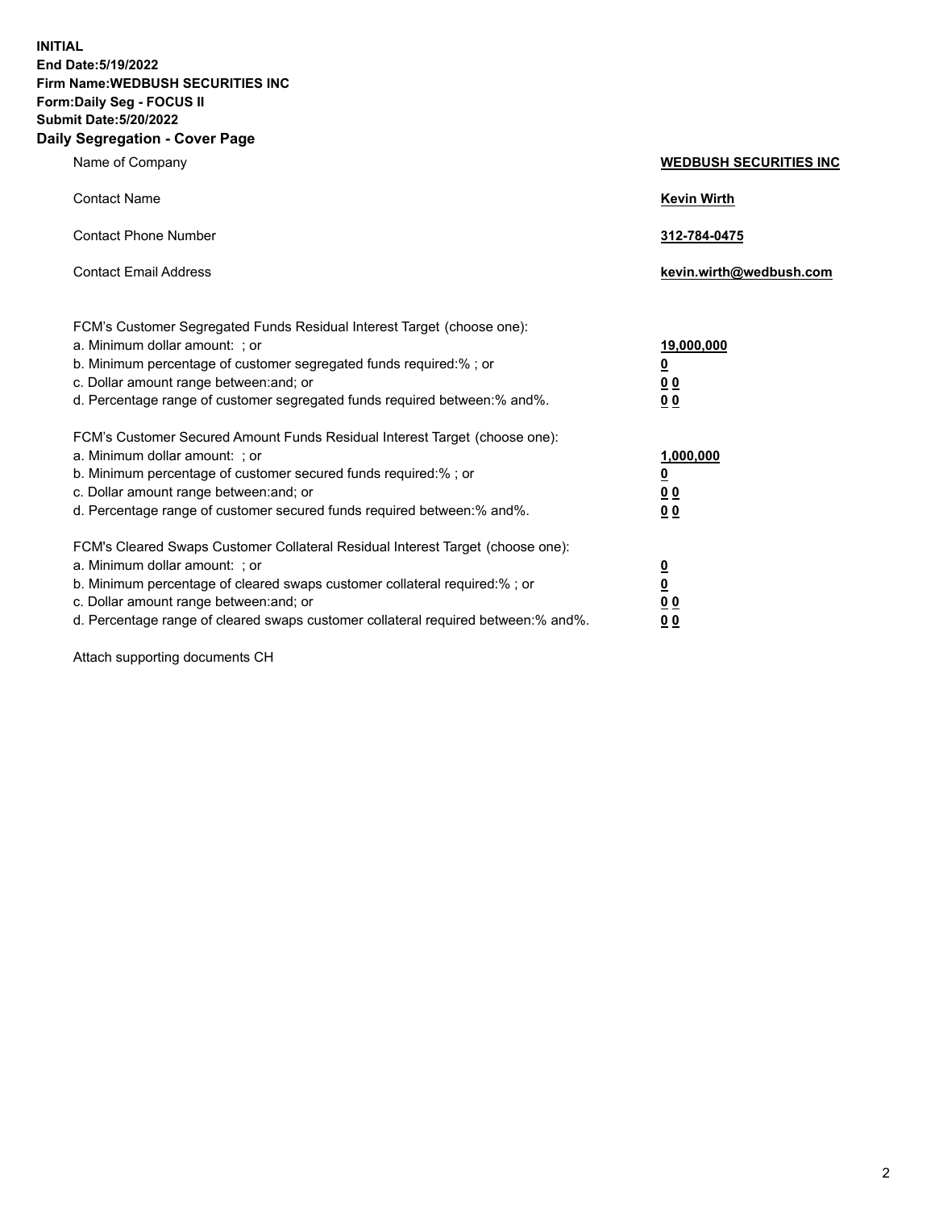**INITIAL**
**End Date:5/19/2022**
**Firm Name:WEDBUSH SECURITIES INC**
**Form:Daily Seg - FOCUS II**
**Submit Date:5/20/2022**

## Daily Segregation - Cover Page

| | |
|---|---|
| Name of Company | **WEDBUSH SECURITIES INC** |
| Contact Name | **Kevin Wirth** |
| Contact Phone Number | **312-784-0475** |
| Contact Email Address | **kevin.wirth@wedbush.com** |

| | |
|---|---|
| FCM's Customer Segregated Funds Residual Interest Target (choose one): | |
| a. Minimum dollar amount: ; or | **19,000,000** |
| b. Minimum percentage of customer segregated funds required:% ; or | **0** |
| c. Dollar amount range between:and; or | **0 0** |
| d. Percentage range of customer segregated funds required between:% and%. | **0 0** |
| FCM's Customer Secured Amount Funds Residual Interest Target (choose one): | |
| a. Minimum dollar amount: ; or | **1,000,000** |
| b. Minimum percentage of customer secured funds required:% ; or | **0** |
| c. Dollar amount range between:and; or | **0 0** |
| d. Percentage range of customer secured funds required between:% and%. | **0 0** |
| FCM's Cleared Swaps Customer Collateral Residual Interest Target (choose one): | |
| a. Minimum dollar amount: ; or | **0** |
| b. Minimum percentage of cleared swaps customer collateral required:% ; or | **0** |
| c. Dollar amount range between:and; or | **0 0** |
| d. Percentage range of cleared swaps customer collateral required between:% and%. | **0 0** |

Attach supporting documents CH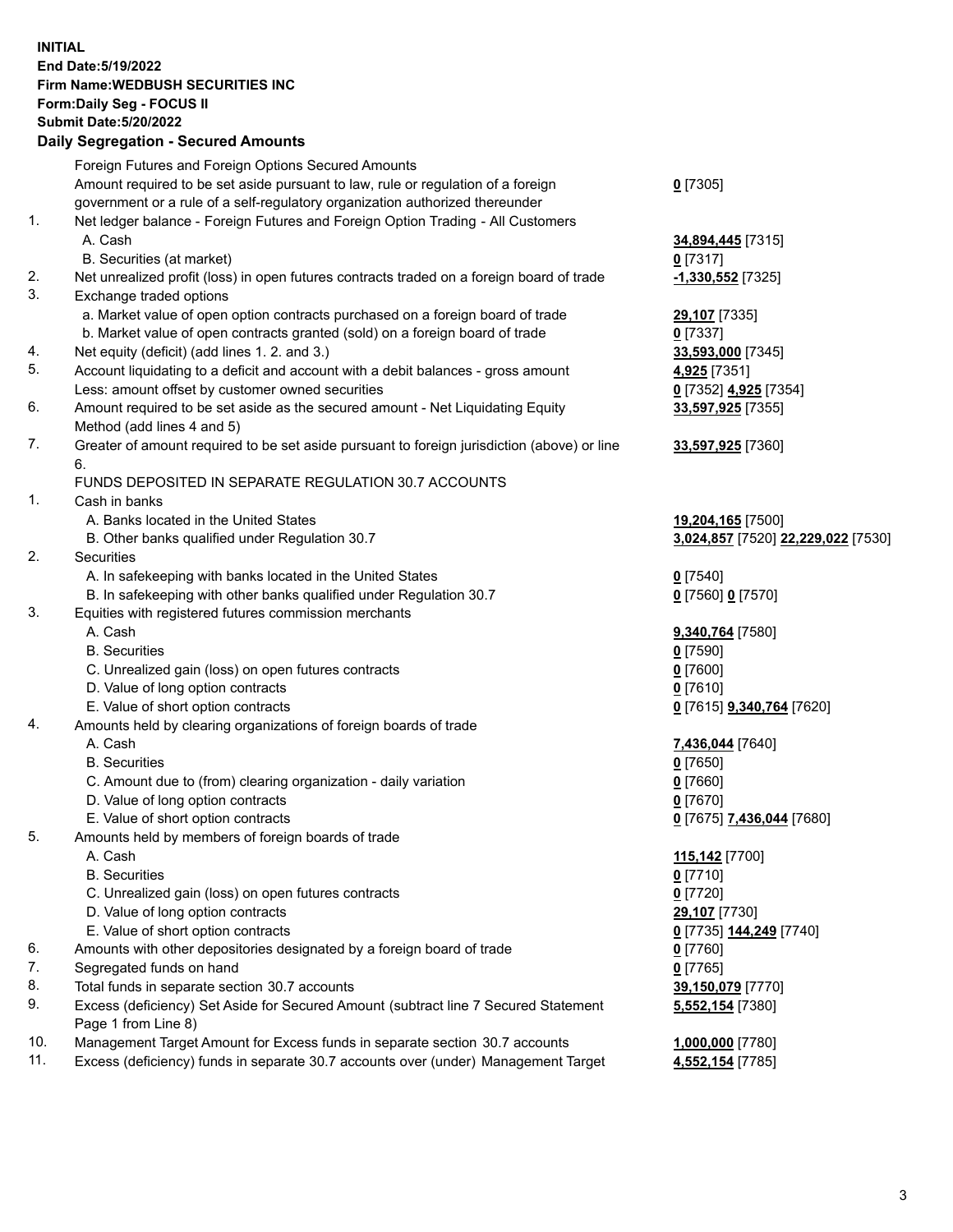**INITIAL**
**End Date:5/19/2022**
**Firm Name:WEDBUSH SECURITIES INC**
**Form:Daily Seg - FOCUS II**
**Submit Date:5/20/2022**

## Daily Segregation - Secured Amounts

| | | |
|---|---|---|
| | Foreign Futures and Foreign Options Secured Amounts | |
| | Amount required to be set aside pursuant to law, rule or regulation of a foreign government or a rule of a self-regulatory organization authorized thereunder | **0** [7305] |
| 1. | Net ledger balance - Foreign Futures and Foreign Option Trading - All Customers | |
| | A. Cash | **34,894,445** [7315] |
| | B. Securities (at market) | **0** [7317] |
| 2. | Net unrealized profit (loss) in open futures contracts traded on a foreign board of trade | **-1,330,552** [7325] |
| 3. | Exchange traded options | |
| | a. Market value of open option contracts purchased on a foreign board of trade | **29,107** [7335] |
| | b. Market value of open contracts granted (sold) on a foreign board of trade | **0** [7337] |
| 4. | Net equity (deficit) (add lines 1. 2. and 3.) | **33,593,000** [7345] |
| 5. | Account liquidating to a deficit and account with a debit balances - gross amount | **4,925** [7351] |
| | Less: amount offset by customer owned securities | **0** [7352] **4,925** [7354] |
| 6. | Amount required to be set aside as the secured amount - Net Liquidating Equity Method (add lines 4 and 5) | **33,597,925** [7355] |
| 7. | Greater of amount required to be set aside pursuant to foreign jurisdiction (above) or line 6. | **33,597,925** [7360] |
| | FUNDS DEPOSITED IN SEPARATE REGULATION 30.7 ACCOUNTS | |
| 1. | Cash in banks | |
| | A. Banks located in the United States | **19,204,165** [7500] |
| | B. Other banks qualified under Regulation 30.7 | **3,024,857** [7520] **22,229,022** [7530] |
| 2. | Securities | |
| | A. In safekeeping with banks located in the United States | **0** [7540] |
| | B. In safekeeping with other banks qualified under Regulation 30.7 | **0** [7560] **0** [7570] |
| 3. | Equities with registered futures commission merchants | |
| | A. Cash | **9,340,764** [7580] |
| | B. Securities | **0** [7590] |
| | C. Unrealized gain (loss) on open futures contracts | **0** [7600] |
| | D. Value of long option contracts | **0** [7610] |
| | E. Value of short option contracts | **0** [7615] **9,340,764** [7620] |
| 4. | Amounts held by clearing organizations of foreign boards of trade | |
| | A. Cash | **7,436,044** [7640] |
| | B. Securities | **0** [7650] |
| | C. Amount due to (from) clearing organization - daily variation | **0** [7660] |
| | D. Value of long option contracts | **0** [7670] |
| | E. Value of short option contracts | **0** [7675] **7,436,044** [7680] |
| 5. | Amounts held by members of foreign boards of trade | |
| | A. Cash | **115,142** [7700] |
| | B. Securities | **0** [7710] |
| | C. Unrealized gain (loss) on open futures contracts | **0** [7720] |
| | D. Value of long option contracts | **29,107** [7730] |
| | E. Value of short option contracts | **0** [7735] **144,249** [7740] |
| 6. | Amounts with other depositories designated by a foreign board of trade | **0** [7760] |
| 7. | Segregated funds on hand | **0** [7765] |
| 8. | Total funds in separate section 30.7 accounts | **39,150,079** [7770] |
| 9. | Excess (deficiency) Set Aside for Secured Amount (subtract line 7 Secured Statement Page 1 from Line 8) | **5,552,154** [7380] |
| 10. | Management Target Amount for Excess funds in separate section 30.7 accounts | **1,000,000** [7780] |
| 11. | Excess (deficiency) funds in separate 30.7 accounts over (under) Management Target | **4,552,154** [7785] |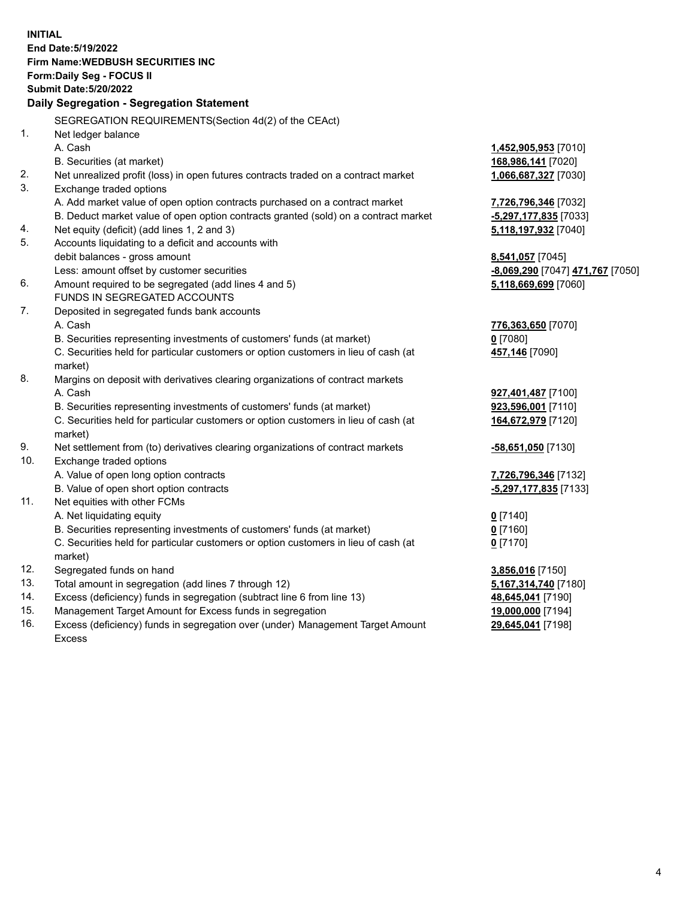**INITIAL**
**End Date:5/19/2022**
**Firm Name:WEDBUSH SECURITIES INC**
**Form:Daily Seg - FOCUS II**
**Submit Date:5/20/2022**

## Daily Segregation - Segregation Statement

| | | |
|---|---|---|
| | SEGREGATION REQUIREMENTS(Section 4d(2) of the CEAct) | |
| 1. | Net ledger balance | |
| | A. Cash | **1,452,905,953** [7010] |
| | B. Securities (at market) | **168,986,141** [7020] |
| 2. | Net unrealized profit (loss) in open futures contracts traded on a contract market | **1,066,687,327** [7030] |
| 3. | Exchange traded options | |
| | A. Add market value of open option contracts purchased on a contract market | **7,726,796,346** [7032] |
| | B. Deduct market value of open option contracts granted (sold) on a contract market | **-5,297,177,835** [7033] |
| 4. | Net equity (deficit) (add lines 1, 2 and 3) | **5,118,197,932** [7040] |
| 5. | Accounts liquidating to a deficit and accounts with | |
| | debit balances - gross amount | **8,541,057** [7045] |
| | Less: amount offset by customer securities | **-8,069,290** [7047] **471,767** [7050] |
| 6. | Amount required to be segregated (add lines 4 and 5) | **5,118,669,699** [7060] |
| | FUNDS IN SEGREGATED ACCOUNTS | |
| 7. | Deposited in segregated funds bank accounts | |
| | A. Cash | **776,363,650** [7070] |
| | B. Securities representing investments of customers' funds (at market) | **0** [7080] |
| | C. Securities held for particular customers or option customers in lieu of cash (at market) | **457,146** [7090] |
| 8. | Margins on deposit with derivatives clearing organizations of contract markets | |
| | A. Cash | **927,401,487** [7100] |
| | B. Securities representing investments of customers' funds (at market) | **923,596,001** [7110] |
| | C. Securities held for particular customers or option customers in lieu of cash (at market) | **164,672,979** [7120] |
| 9. | Net settlement from (to) derivatives clearing organizations of contract markets | **-58,651,050** [7130] |
| 10. | Exchange traded options | |
| | A. Value of open long option contracts | **7,726,796,346** [7132] |
| | B. Value of open short option contracts | **-5,297,177,835** [7133] |
| 11. | Net equities with other FCMs | |
| | A. Net liquidating equity | **0** [7140] |
| | B. Securities representing investments of customers' funds (at market) | **0** [7160] |
| | C. Securities held for particular customers or option customers in lieu of cash (at market) | **0** [7170] |
| 12. | Segregated funds on hand | **3,856,016** [7150] |
| 13. | Total amount in segregation (add lines 7 through 12) | **5,167,314,740** [7180] |
| 14. | Excess (deficiency) funds in segregation (subtract line 6 from line 13) | **48,645,041** [7190] |
| 15. | Management Target Amount for Excess funds in segregation | **19,000,000** [7194] |
| 16. | Excess (deficiency) funds in segregation over (under) Management Target Amount Excess | **29,645,041** [7198] |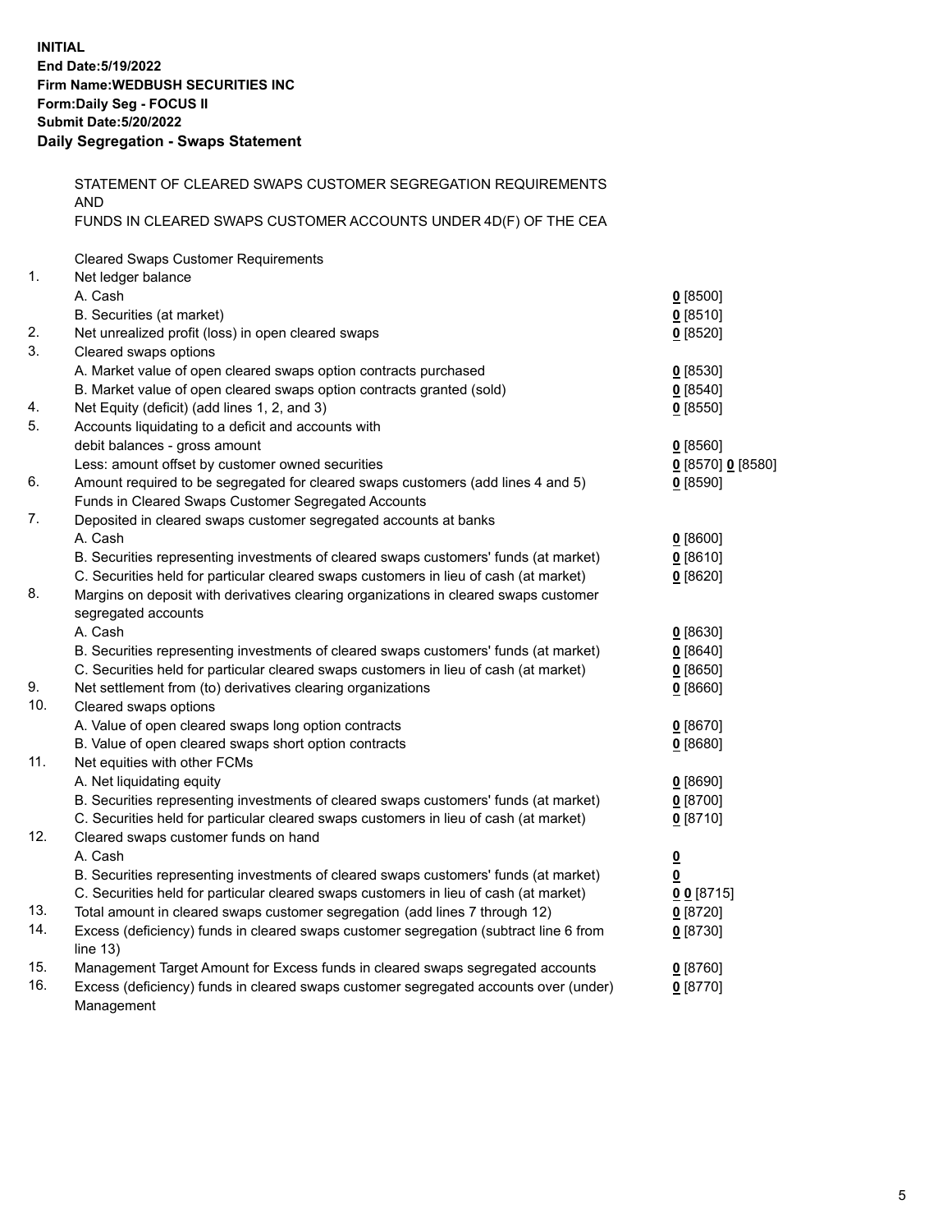**INITIAL**
**End Date:5/19/2022**
**Firm Name:WEDBUSH SECURITIES INC**
**Form:Daily Seg - FOCUS II**
**Submit Date:5/20/2022**
**Daily Segregation - Swaps Statement**

STATEMENT OF CLEARED SWAPS CUSTOMER SEGREGATION REQUIREMENTS AND
FUNDS IN CLEARED SWAPS CUSTOMER ACCOUNTS UNDER 4D(F) OF THE CEA

| | | |
|---|---|---|
| | Cleared Swaps Customer Requirements | |
| 1. | Net ledger balance | |
| | A. Cash | 0 [8500] |
| | B. Securities (at market) | 0 [8510] |
| 2. | Net unrealized profit (loss) in open cleared swaps | 0 [8520] |
| 3. | Cleared swaps options | |
| | A. Market value of open cleared swaps option contracts purchased | 0 [8530] |
| | B. Market value of open cleared swaps option contracts granted (sold) | 0 [8540] |
| 4. | Net Equity (deficit) (add lines 1, 2, and 3) | 0 [8550] |
| 5. | Accounts liquidating to a deficit and accounts with | |
| | debit balances - gross amount | 0 [8560] |
| | Less: amount offset by customer owned securities | 0 [8570] 0 [8580] |
| 6. | Amount required to be segregated for cleared swaps customers (add lines 4 and 5) | 0 [8590] |
| | Funds in Cleared Swaps Customer Segregated Accounts | |
| 7. | Deposited in cleared swaps customer segregated accounts at banks | |
| | A. Cash | 0 [8600] |
| | B. Securities representing investments of cleared swaps customers' funds (at market) | 0 [8610] |
| | C. Securities held for particular cleared swaps customers in lieu of cash (at market) | 0 [8620] |
| 8. | Margins on deposit with derivatives clearing organizations in cleared swaps customer segregated accounts | |
| | A. Cash | 0 [8630] |
| | B. Securities representing investments of cleared swaps customers' funds (at market) | 0 [8640] |
| | C. Securities held for particular cleared swaps customers in lieu of cash (at market) | 0 [8650] |
| 9. | Net settlement from (to) derivatives clearing organizations | 0 [8660] |
| 10. | Cleared swaps options | |
| | A. Value of open cleared swaps long option contracts | 0 [8670] |
| | B. Value of open cleared swaps short option contracts | 0 [8680] |
| 11. | Net equities with other FCMs | |
| | A. Net liquidating equity | 0 [8690] |
| | B. Securities representing investments of cleared swaps customers' funds (at market) | 0 [8700] |
| | C. Securities held for particular cleared swaps customers in lieu of cash (at market) | 0 [8710] |
| 12. | Cleared swaps customer funds on hand | |
| | A. Cash | 0 |
| | B. Securities representing investments of cleared swaps customers' funds (at market) | 0 |
| | C. Securities held for particular cleared swaps customers in lieu of cash (at market) | 0 0 [8715] |
| 13. | Total amount in cleared swaps customer segregation (add lines 7 through 12) | 0 [8720] |
| 14. | Excess (deficiency) funds in cleared swaps customer segregation (subtract line 6 from line 13) | 0 [8730] |
| 15. | Management Target Amount for Excess funds in cleared swaps segregated accounts | 0 [8760] |
| 16. | Excess (deficiency) funds in cleared swaps customer segregated accounts over (under) Management | 0 [8770] |